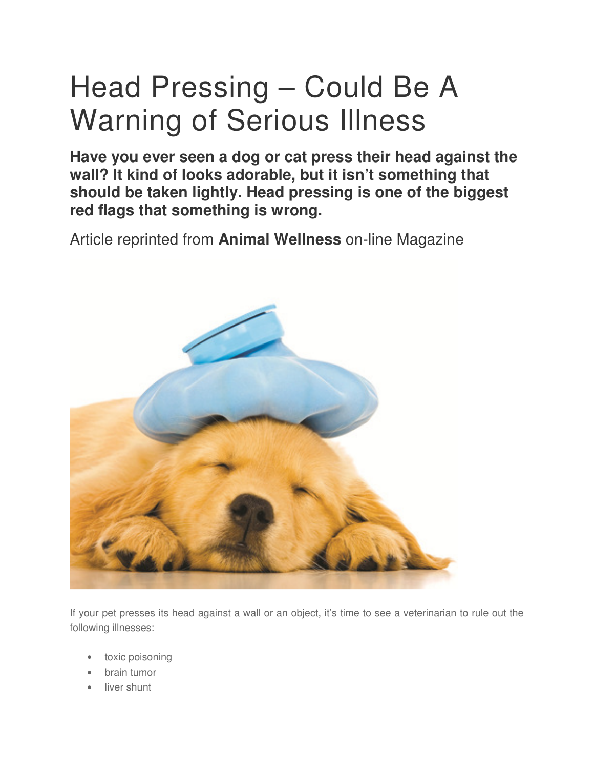# Head Pressing – Could Be A Warning of Serious Illness

**Have you ever seen a dog or cat press their head against the wall? It kind of looks adorable, but it isn't something that should be taken lightly. Head pressing is one of the biggest red flags that something is wrong.**

Article reprinted from **Animal Wellness** on-line Magazine

If your pet presses its head against a wall or an object, it's time to see a veterinarian to rule out the following illnesses:

- toxic poisoning
- brain tumor
- liver shunt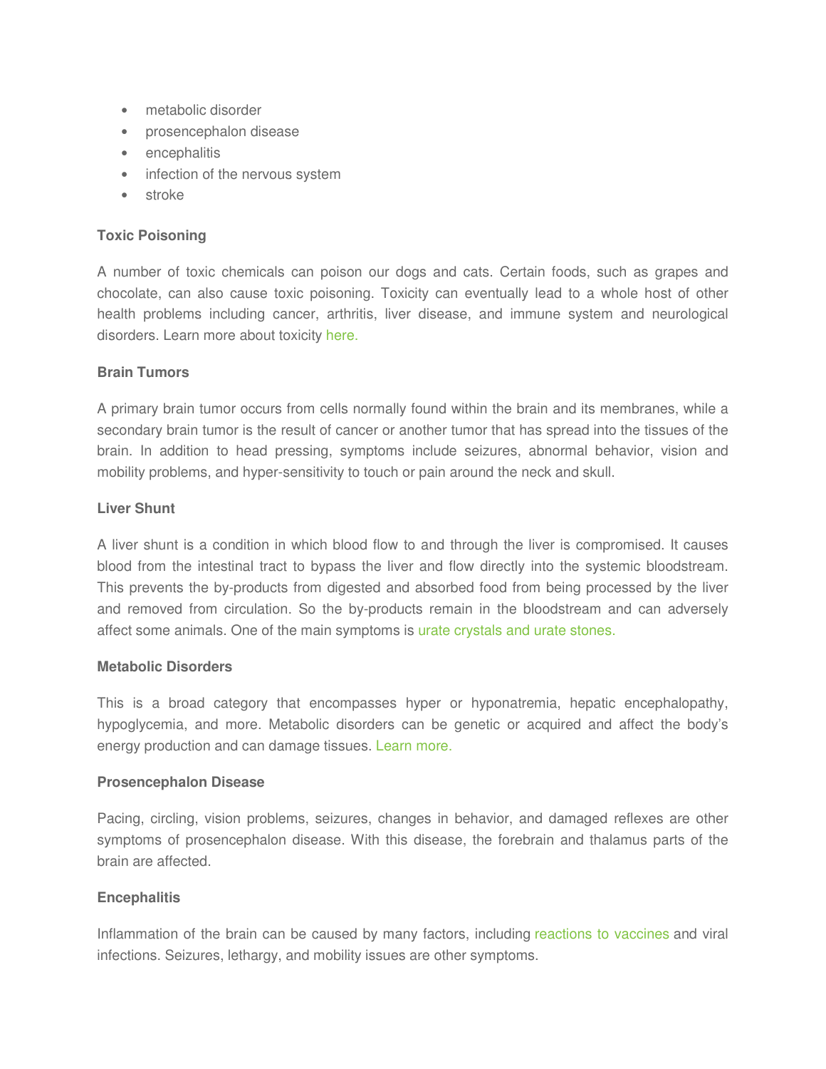- metabolic disorder
- prosencephalon disease
- encephalitis
- infection of the nervous system
- stroke

**Toxic Poisoning**

A number of toxic chemicals can poison our dogs and cats. Certain foods, such as grapes and chocolate, can also cause toxic poisoning. Toxicity can eventually lead to a whole host of other health problems including cancer, arthritis, liver disease, and immune system and neurological disorders. Learn more about toxicity here.

**Brain Tumors**

A primary brain tumor occurs from cells normally found within the brain and its membranes, while a secondary brain tumor is the result of cancer or another tumor that has spread into the tissues of the brain. In addition to head pressing, symptoms include seizures, abnormal behavior, vision and mobility problems, and hyper-sensitivity to touch or pain around the neck and skull.

**Liver Shunt**

A liver shunt is a condition in which blood flow to and through the liver is compromised. It causes blood from the intestinal tract to bypass the liver and flow directly into the systemic bloodstream. This prevents the by-products from digested and absorbed food from being processed by the liver and removed from circulation. So the by-products remain in the bloodstream and can adversely affect some animals. One of the main symptoms is urate crystals and urate stones.

**Metabolic Disorders**

This is a broad category that encompasses hyper or hyponatremia, hepatic encephalopathy, hypoglycemia, and more. Metabolic disorders can be genetic or acquired and affect the body's energy production and can damage tissues. Learn more.

**Prosencephalon Disease**

Pacing, circling, vision problems, seizures, changes in behavior, and damaged reflexes are other symptoms of prosencephalon disease. With this disease, the forebrain and thalamus parts of the brain are affected.

**Encephalitis**

Inflammation of the brain can be caused by many factors, including reactions to vaccines and viral infections. Seizures, lethargy, and mobility issues are other symptoms.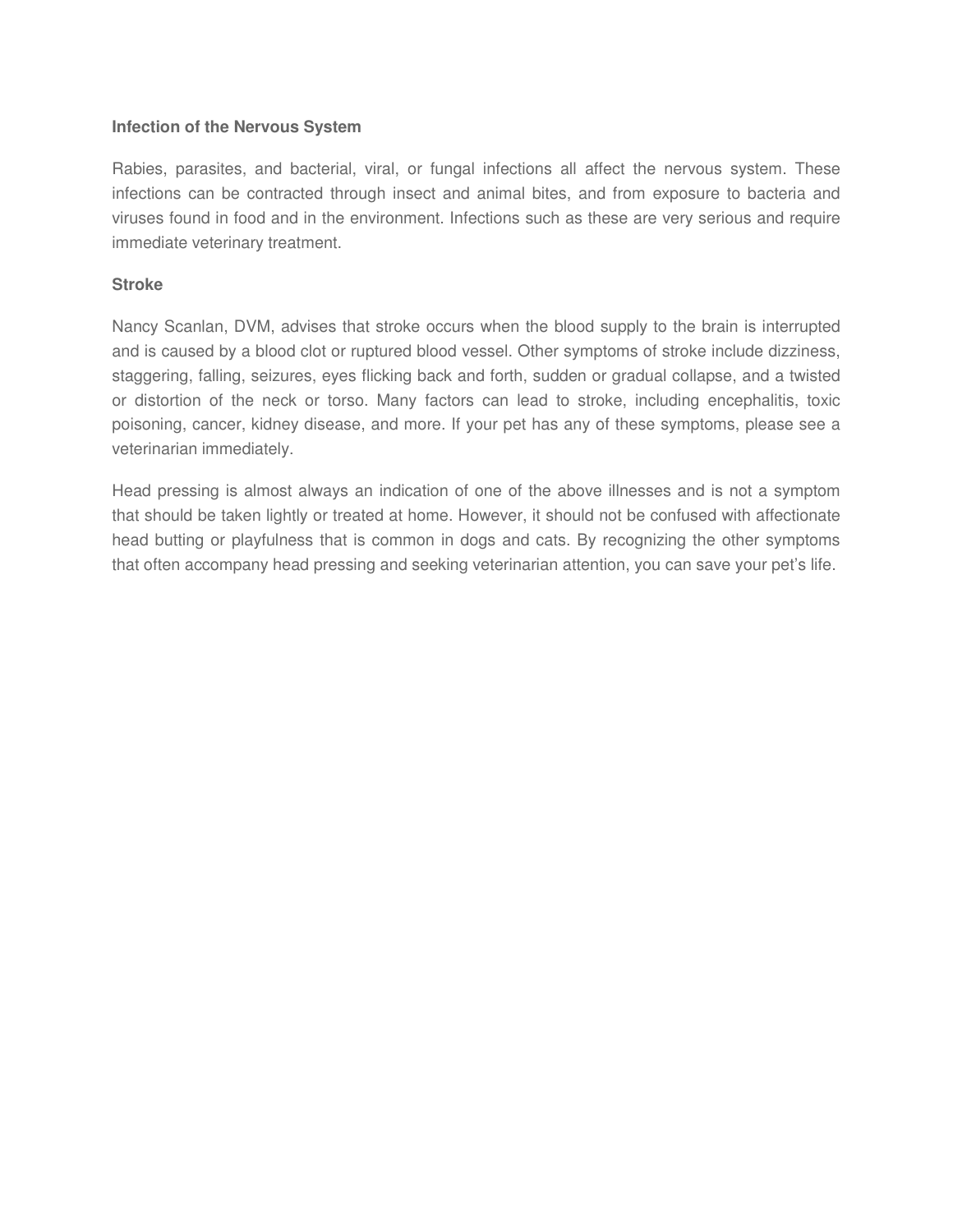**Infection of the Nervous System**

Rabies, parasites, and bacterial, viral, or fungal infections all affect the nervous system. These infections can be contracted through insect and animal bites, and from exposure to bacteria and viruses found in food and in the environment. Infections such as these are very serious and require immediate veterinary treatment.

**Stroke**

Nancy Scanlan, DVM, advises that stroke occurs when the blood supply to the brain is interrupted and is caused by a blood clot or ruptured blood vessel. Other symptoms of stroke include dizziness, staggering, falling, seizures, eyes flicking back and forth, sudden or gradual collapse, and a twisted or distortion of the neck or torso. Many factors can lead to stroke, including encephalitis, toxic poisoning, cancer, kidney disease, and more. If your pet has any of these symptoms, please see a veterinarian immediately.

Head pressing is almost always an indication of one of the above illnesses and is not a symptom that should be taken lightly or treated at home. However, it should not be confused with affectionate head butting or playfulness that is common in dogs and cats. By recognizing the other symptoms that often accompany head pressing and seeking veterinarian attention, you can save your pet's life.